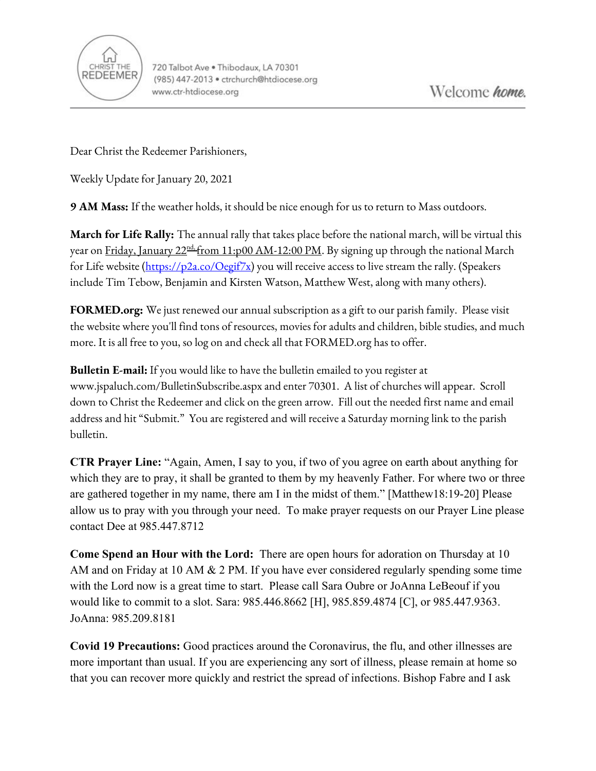720 Talbot Ave • Thibodaux, LA 70301
(985) 447-2013 • ctrchurch@htdiocese.org
www.ctr-htdiocese.org

Welcome *home.*

Dear Christ the Redeemer Parishioners,

Weekly Update for January 20, 2021

**9 AM Mass:** If the weather holds, it should be nice enough for us to return to Mass outdoors.

**March for Life Rally:** The annual rally that takes place before the national march, will be virtual this year on Friday, January 22nd from 11:p00 AM-12:00 PM. By signing up through the national March for Life website (https://p2a.co/Oegif7x) you will receive access to live stream the rally. (Speakers include Tim Tebow, Benjamin and Kirsten Watson, Matthew West, along with many others).

**FORMED.org:** We just renewed our annual subscription as a gift to our parish family. Please visit the website where you'll find tons of resources, movies for adults and children, bible studies, and much more. It is all free to you, so log on and check all that FORMED.org has to offer.

**Bulletin E-mail:** If you would like to have the bulletin emailed to you register at www.jspaluch.com/BulletinSubscribe.aspx and enter 70301. A list of churches will appear. Scroll down to Christ the Redeemer and click on the green arrow. Fill out the needed first name and email address and hit "Submit." You are registered and will receive a Saturday morning link to the parish bulletin.

**CTR Prayer Line:** "Again, Amen, I say to you, if two of you agree on earth about anything for which they are to pray, it shall be granted to them by my heavenly Father. For where two or three are gathered together in my name, there am I in the midst of them." [Matthew18:19-20] Please allow us to pray with you through your need. To make prayer requests on our Prayer Line please contact Dee at 985.447.8712

**Come Spend an Hour with the Lord:** There are open hours for adoration on Thursday at 10 AM and on Friday at 10 AM & 2 PM. If you have ever considered regularly spending some time with the Lord now is a great time to start. Please call Sara Oubre or JoAnna LeBeouf if you would like to commit to a slot. Sara: 985.446.8662 [H], 985.859.4874 [C], or 985.447.9363. JoAnna: 985.209.8181

**Covid 19 Precautions:** Good practices around the Coronavirus, the flu, and other illnesses are more important than usual. If you are experiencing any sort of illness, please remain at home so that you can recover more quickly and restrict the spread of infections. Bishop Fabre and I ask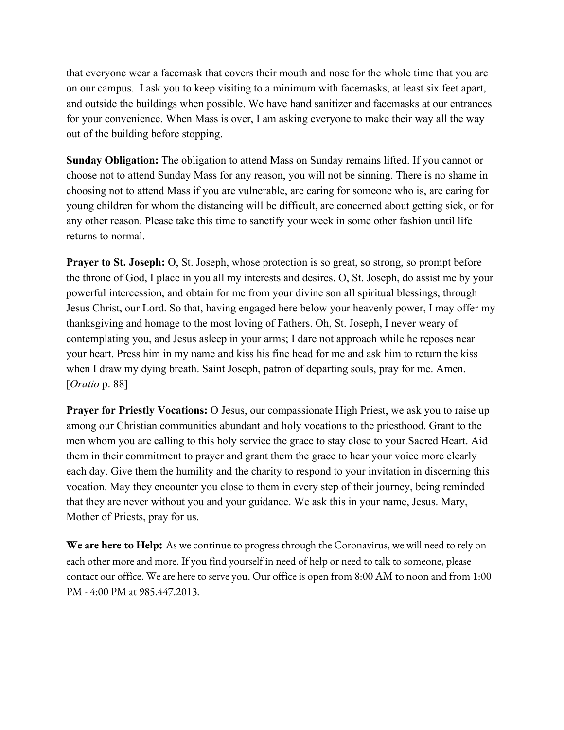that everyone wear a facemask that covers their mouth and nose for the whole time that you are on our campus. I ask you to keep visiting to a minimum with facemasks, at least six feet apart, and outside the buildings when possible. We have hand sanitizer and facemasks at our entrances for your convenience. When Mass is over, I am asking everyone to make their way all the way out of the building before stopping.

**Sunday Obligation:** The obligation to attend Mass on Sunday remains lifted. If you cannot or choose not to attend Sunday Mass for any reason, you will not be sinning. There is no shame in choosing not to attend Mass if you are vulnerable, are caring for someone who is, are caring for young children for whom the distancing will be difficult, are concerned about getting sick, or for any other reason. Please take this time to sanctify your week in some other fashion until life returns to normal.

**Prayer to St. Joseph:** O, St. Joseph, whose protection is so great, so strong, so prompt before the throne of God, I place in you all my interests and desires. O, St. Joseph, do assist me by your powerful intercession, and obtain for me from your divine son all spiritual blessings, through Jesus Christ, our Lord. So that, having engaged here below your heavenly power, I may offer my thanksgiving and homage to the most loving of Fathers. Oh, St. Joseph, I never weary of contemplating you, and Jesus asleep in your arms; I dare not approach while he reposes near your heart. Press him in my name and kiss his fine head for me and ask him to return the kiss when I draw my dying breath. Saint Joseph, patron of departing souls, pray for me. Amen. [*Oratio* p. 88]

**Prayer for Priestly Vocations:** O Jesus, our compassionate High Priest, we ask you to raise up among our Christian communities abundant and holy vocations to the priesthood. Grant to the men whom you are calling to this holy service the grace to stay close to your Sacred Heart. Aid them in their commitment to prayer and grant them the grace to hear your voice more clearly each day. Give them the humility and the charity to respond to your invitation in discerning this vocation. May they encounter you close to them in every step of their journey, being reminded that they are never without you and your guidance. We ask this in your name, Jesus. Mary, Mother of Priests, pray for us.

**We are here to Help:** As we continue to progress through the Coronavirus, we will need to rely on each other more and more. If you find yourself in need of help or need to talk to someone, please contact our office. We are here to serve you. Our office is open from 8:00 AM to noon and from 1:00 PM - 4:00 PM at 985.447.2013.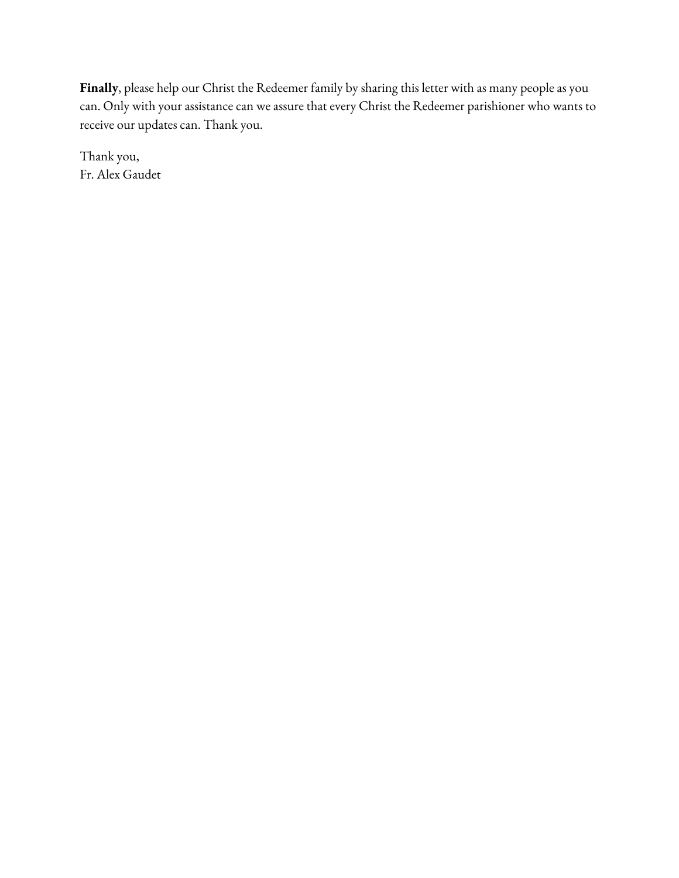**Finally**, please help our Christ the Redeemer family by sharing this letter with as many people as you can. Only with your assistance can we assure that every Christ the Redeemer parishioner who wants to receive our updates can. Thank you.

Thank you,
Fr. Alex Gaudet